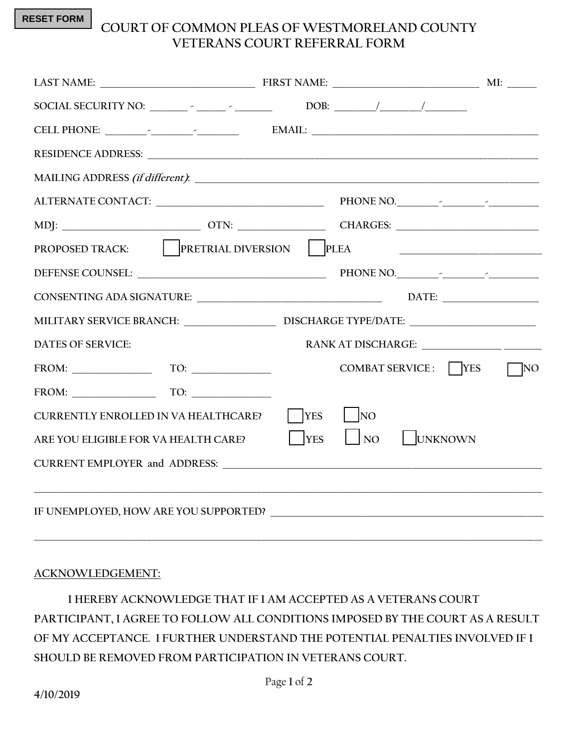RESET FORM

# COURT OF COMMON PLEAS OF WESTMORELAND COUNTY
## VETERANS COURT REFERRAL FORM

LAST NAME: ______________________________ FIRST NAME: ____________________________ MI: _____

SOCIAL SECURITY NO: _______ - _____ - _______ DOB: ________/________/________

CELL PHONE: ________-________-________ EMAIL: _____________________________________________

RESIDENCE ADDRESS: ______________________________________________________________________________

MAILING ADDRESS *(if different)*: ______________________________________________________________________

ALTERNATE CONTACT: ________________________________ PHONE NO.________-________-_________

MDJ: ___________________________ OTN: _________________ CHARGES: ____________________________

PROPOSED TRACK: ☐ PRETRIAL DIVERSION ☐ PLEA ____________________________

DEFENSE COUNSEL: _____________________________________ PHONE NO.________-________-_________

CONSENTING ADA SIGNATURE: ___________________________________ DATE: ___________________

MILITARY SERVICE BRANCH: __________________ DISCHARGE TYPE/DATE: ________________________

DATES OF SERVICE: RANK AT DISCHARGE: _______________ _______

FROM: _______________ TO: _______________ COMBAT SERVICE : ☐ YES ☐ NO

FROM: ________________ TO: _______________

CURRENTLY ENROLLED IN VA HEALTHCARE? ☐ YES ☐ NO

ARE YOU ELIGIBLE FOR VA HEALTH CARE? ☐ YES ☐ NO ☐ UNKNOWN

CURRENT EMPLOYER and ADDRESS: _________________________________________________________________

______________________________________________________________________________________________

IF UNEMPLOYED, HOW ARE YOU SUPPORTED? ____________________________________________________

______________________________________________________________________________________________

ACKNOWLEDGEMENT:

I HEREBY ACKNOWLEDGE THAT IF I AM ACCEPTED AS A VETERANS COURT PARTICIPANT, I AGREE TO FOLLOW ALL CONDITIONS IMPOSED BY THE COURT AS A RESULT OF MY ACCEPTANCE. I FURTHER UNDERSTAND THE POTENTIAL PENALTIES INVOLVED IF I SHOULD BE REMOVED FROM PARTICIPATION IN VETERANS COURT.

4/10/2019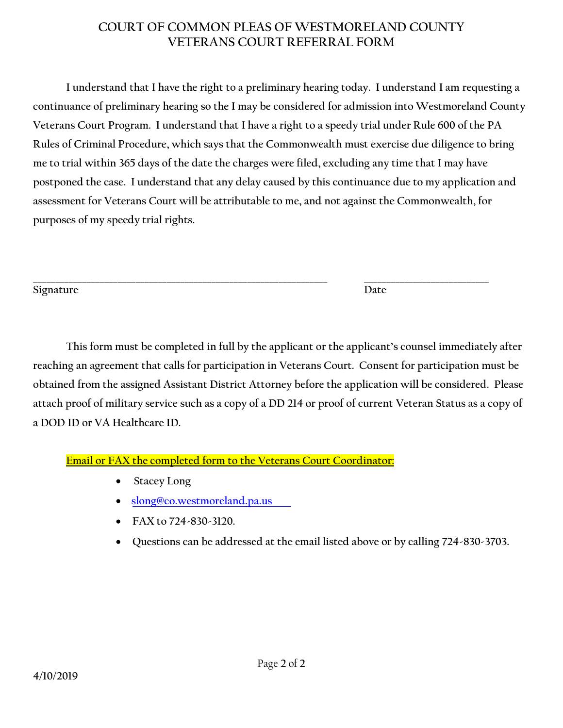# COURT OF COMMON PLEAS OF WESTMORELAND COUNTY
# VETERANS COURT REFERRAL FORM

I understand that I have the right to a preliminary hearing today. I understand I am requesting a continuance of preliminary hearing so the I may be considered for admission into Westmoreland County Veterans Court Program. I understand that I have a right to a speedy trial under Rule 600 of the PA Rules of Criminal Procedure, which says that the Commonwealth must exercise due diligence to bring me to trial within 365 days of the date the charges were filed, excluding any time that I may have postponed the case. I understand that any delay caused by this continuance due to my application and assessment for Veterans Court will be attributable to me, and not against the Commonwealth, for purposes of my speedy trial rights.

______________________________________________________ ________________________

Signature Date

This form must be completed in full by the applicant or the applicant's counsel immediately after reaching an agreement that calls for participation in Veterans Court. Consent for participation must be obtained from the assigned Assistant District Attorney before the application will be considered. Please attach proof of military service such as a copy of a DD 214 or proof of current Veteran Status as a copy of a DOD ID or VA Healthcare ID.

**Email or FAX the completed form to the Veterans Court Coordinator:**

- Stacey Long
- slong@co.westmoreland.pa.us
- FAX to 724-830-3120.
- Questions can be addressed at the email listed above or by calling 724-830-3703.

4/10/2019